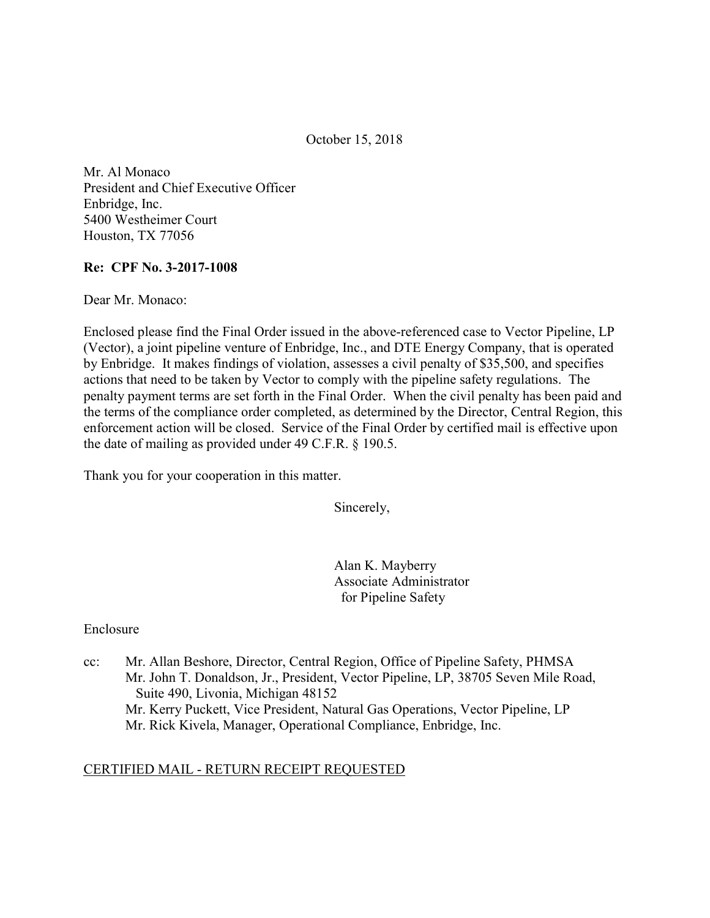October 15, 2018

Mr. Al Monaco
President and Chief Executive Officer
Enbridge, Inc.
5400 Westheimer Court
Houston, TX 77056

**Re: CPF No. 3-2017-1008**

Dear Mr. Monaco:

Enclosed please find the Final Order issued in the above-referenced case to Vector Pipeline, LP (Vector), a joint pipeline venture of Enbridge, Inc., and DTE Energy Company, that is operated by Enbridge. It makes findings of violation, assesses a civil penalty of $35,500, and specifies actions that need to be taken by Vector to comply with the pipeline safety regulations. The penalty payment terms are set forth in the Final Order. When the civil penalty has been paid and the terms of the compliance order completed, as determined by the Director, Central Region, this enforcement action will be closed. Service of the Final Order by certified mail is effective upon the date of mailing as provided under 49 C.F.R. § 190.5.

Thank you for your cooperation in this matter.

Sincerely,

Alan K. Mayberry
Associate Administrator
for Pipeline Safety

Enclosure

cc: Mr. Allan Beshore, Director, Central Region, Office of Pipeline Safety, PHMSA
Mr. John T. Donaldson, Jr., President, Vector Pipeline, LP, 38705 Seven Mile Road, Suite 490, Livonia, Michigan 48152
Mr. Kerry Puckett, Vice President, Natural Gas Operations, Vector Pipeline, LP
Mr. Rick Kivela, Manager, Operational Compliance, Enbridge, Inc.

CERTIFIED MAIL - RETURN RECEIPT REQUESTED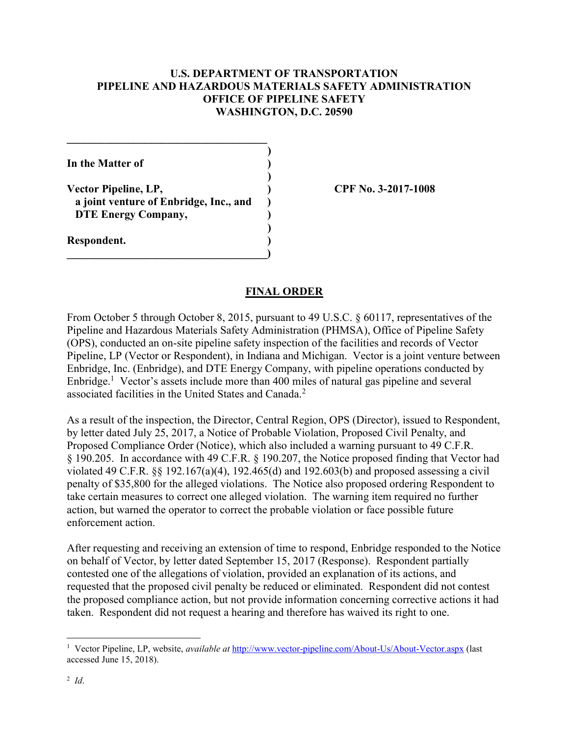**U.S. DEPARTMENT OF TRANSPORTATION**
**PIPELINE AND HAZARDOUS MATERIALS SAFETY ADMINISTRATION**
**OFFICE OF PIPELINE SAFETY**
**WASHINGTON, D.C. 20590**

**In the Matter of**

**Vector Pipeline, LP,**
**a joint venture of Enbridge, Inc., and**
**DTE Energy Company,**

**Respondent.**

**CPF No. 3-2017-1008**

## FINAL ORDER

From October 5 through October 8, 2015, pursuant to 49 U.S.C. § 60117, representatives of the Pipeline and Hazardous Materials Safety Administration (PHMSA), Office of Pipeline Safety (OPS), conducted an on-site pipeline safety inspection of the facilities and records of Vector Pipeline, LP (Vector or Respondent), in Indiana and Michigan. Vector is a joint venture between Enbridge, Inc. (Enbridge), and DTE Energy Company, with pipeline operations conducted by Enbridge.[1] Vector's assets include more than 400 miles of natural gas pipeline and several associated facilities in the United States and Canada.[2]

As a result of the inspection, the Director, Central Region, OPS (Director), issued to Respondent, by letter dated July 25, 2017, a Notice of Probable Violation, Proposed Civil Penalty, and Proposed Compliance Order (Notice), which also included a warning pursuant to 49 C.F.R. § 190.205. In accordance with 49 C.F.R. § 190.207, the Notice proposed finding that Vector had violated 49 C.F.R. §§ 192.167(a)(4), 192.465(d) and 192.603(b) and proposed assessing a civil penalty of $35,800 for the alleged violations. The Notice also proposed ordering Respondent to take certain measures to correct one alleged violation. The warning item required no further action, but warned the operator to correct the probable violation or face possible future enforcement action.

After requesting and receiving an extension of time to respond, Enbridge responded to the Notice on behalf of Vector, by letter dated September 15, 2017 (Response). Respondent partially contested one of the allegations of violation, provided an explanation of its actions, and requested that the proposed civil penalty be reduced or eliminated. Respondent did not contest the proposed compliance action, but not provide information concerning corrective actions it had taken. Respondent did not request a hearing and therefore has waived its right to one.

---

[1] Vector Pipeline, LP, website, *available at* http://www.vector-pipeline.com/About-Us/About-Vector.aspx (last accessed June 15, 2018).

[2] *Id*.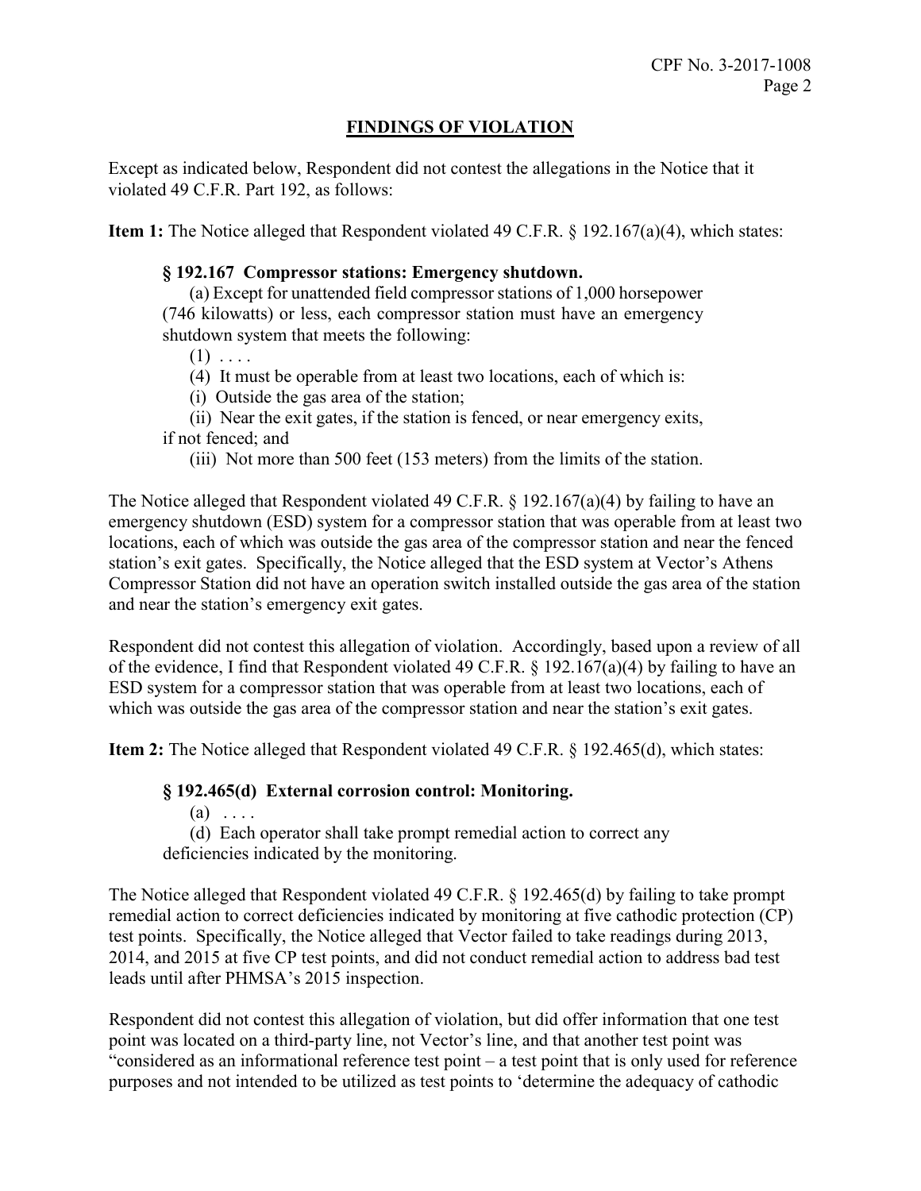## FINDINGS OF VIOLATION

Except as indicated below, Respondent did not contest the allegations in the Notice that it violated 49 C.F.R. Part 192, as follows:

**Item 1:** The Notice alleged that Respondent violated 49 C.F.R. § 192.167(a)(4), which states:

> **§ 192.167 Compressor stations: Emergency shutdown.**
>
> (a) Except for unattended field compressor stations of 1,000 horsepower (746 kilowatts) or less, each compressor station must have an emergency shutdown system that meets the following:
>
> (1) . . . .
>
> (4) It must be operable from at least two locations, each of which is:
>
> (i) Outside the gas area of the station;
>
> (ii) Near the exit gates, if the station is fenced, or near emergency exits, if not fenced; and
>
> (iii) Not more than 500 feet (153 meters) from the limits of the station.

The Notice alleged that Respondent violated 49 C.F.R. § 192.167(a)(4) by failing to have an emergency shutdown (ESD) system for a compressor station that was operable from at least two locations, each of which was outside the gas area of the compressor station and near the fenced station's exit gates. Specifically, the Notice alleged that the ESD system at Vector's Athens Compressor Station did not have an operation switch installed outside the gas area of the station and near the station's emergency exit gates.

Respondent did not contest this allegation of violation. Accordingly, based upon a review of all of the evidence, I find that Respondent violated 49 C.F.R. § 192.167(a)(4) by failing to have an ESD system for a compressor station that was operable from at least two locations, each of which was outside the gas area of the compressor station and near the station's exit gates.

**Item 2:** The Notice alleged that Respondent violated 49 C.F.R. § 192.465(d), which states:

> **§ 192.465(d) External corrosion control: Monitoring.**
>
> (a) . . . .
>
> (d) Each operator shall take prompt remedial action to correct any deficiencies indicated by the monitoring.

The Notice alleged that Respondent violated 49 C.F.R. § 192.465(d) by failing to take prompt remedial action to correct deficiencies indicated by monitoring at five cathodic protection (CP) test points. Specifically, the Notice alleged that Vector failed to take readings during 2013, 2014, and 2015 at five CP test points, and did not conduct remedial action to address bad test leads until after PHMSA's 2015 inspection.

Respondent did not contest this allegation of violation, but did offer information that one test point was located on a third-party line, not Vector's line, and that another test point was "considered as an informational reference test point – a test point that is only used for reference purposes and not intended to be utilized as test points to 'determine the adequacy of cathodic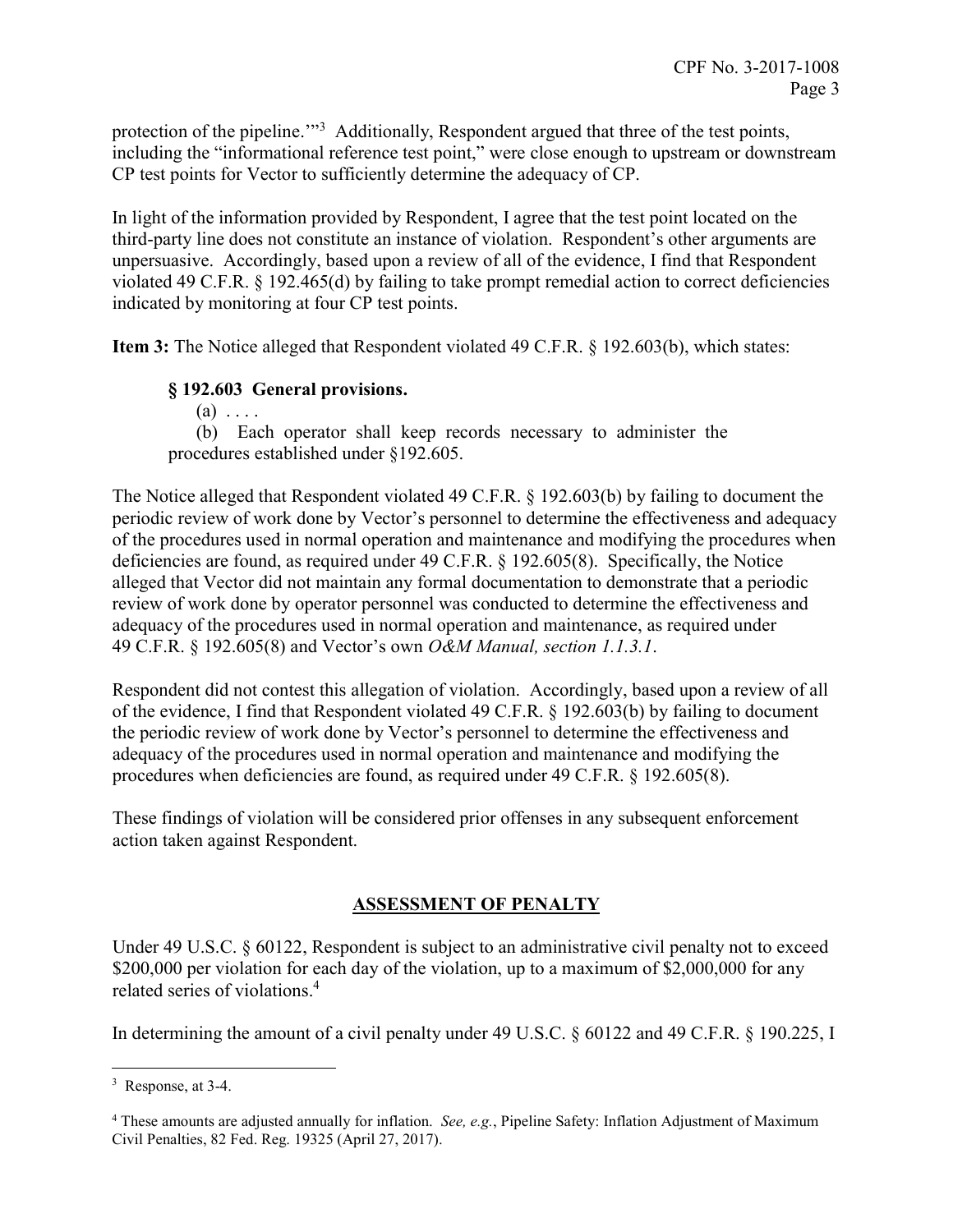protection of the pipeline.'"[3] Additionally, Respondent argued that three of the test points, including the "informational reference test point," were close enough to upstream or downstream CP test points for Vector to sufficiently determine the adequacy of CP.

In light of the information provided by Respondent, I agree that the test point located on the third-party line does not constitute an instance of violation. Respondent's other arguments are unpersuasive. Accordingly, based upon a review of all of the evidence, I find that Respondent violated 49 C.F.R. § 192.465(d) by failing to take prompt remedial action to correct deficiencies indicated by monitoring at four CP test points.

**Item 3:** The Notice alleged that Respondent violated 49 C.F.R. § 192.603(b), which states:

> **§ 192.603 General provisions.**
>
> (a) . . . .
>
> (b) Each operator shall keep records necessary to administer the procedures established under §192.605.

The Notice alleged that Respondent violated 49 C.F.R. § 192.603(b) by failing to document the periodic review of work done by Vector's personnel to determine the effectiveness and adequacy of the procedures used in normal operation and maintenance and modifying the procedures when deficiencies are found, as required under 49 C.F.R. § 192.605(8). Specifically, the Notice alleged that Vector did not maintain any formal documentation to demonstrate that a periodic review of work done by operator personnel was conducted to determine the effectiveness and adequacy of the procedures used in normal operation and maintenance, as required under 49 C.F.R. § 192.605(8) and Vector's own *O&M Manual, section 1.1.3.1*.

Respondent did not contest this allegation of violation. Accordingly, based upon a review of all of the evidence, I find that Respondent violated 49 C.F.R. § 192.603(b) by failing to document the periodic review of work done by Vector's personnel to determine the effectiveness and adequacy of the procedures used in normal operation and maintenance and modifying the procedures when deficiencies are found, as required under 49 C.F.R. § 192.605(8).

These findings of violation will be considered prior offenses in any subsequent enforcement action taken against Respondent.

## ASSESSMENT OF PENALTY

Under 49 U.S.C. § 60122, Respondent is subject to an administrative civil penalty not to exceed $200,000 per violation for each day of the violation, up to a maximum of $2,000,000 for any related series of violations.[4]

In determining the amount of a civil penalty under 49 U.S.C. § 60122 and 49 C.F.R. § 190.225, I

---

[3] Response, at 3-4.

[4] These amounts are adjusted annually for inflation. *See, e.g.*, Pipeline Safety: Inflation Adjustment of Maximum Civil Penalties, 82 Fed. Reg. 19325 (April 27, 2017).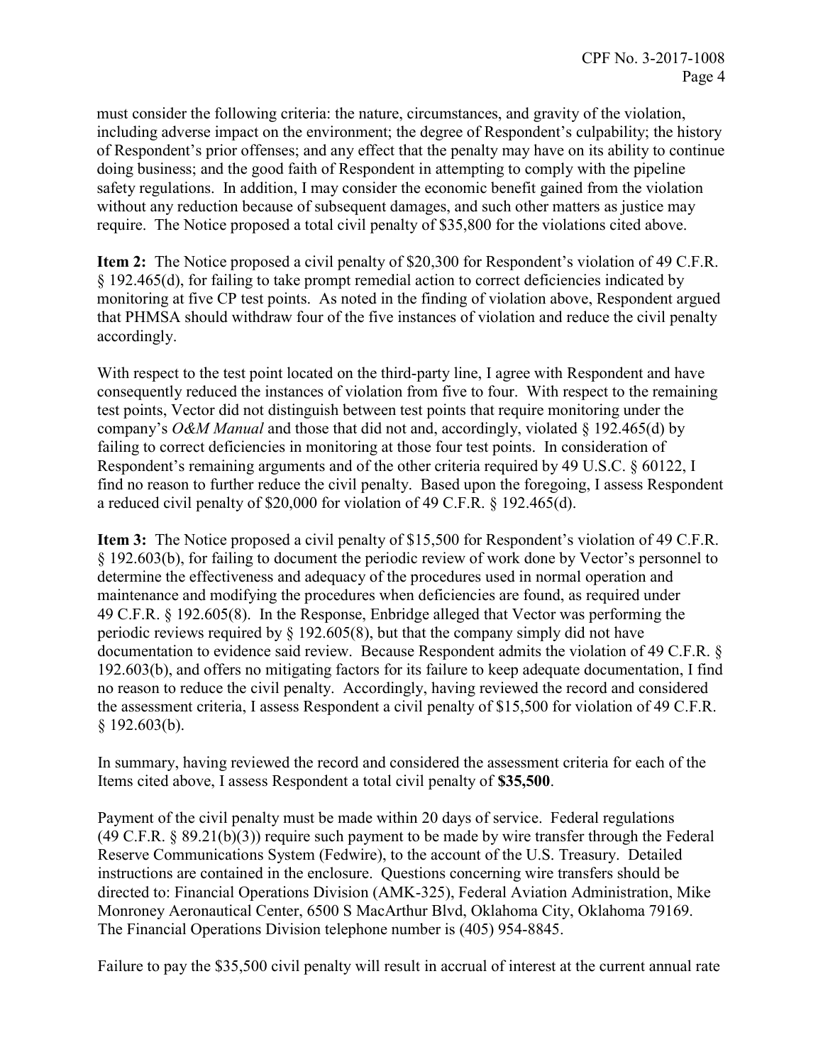must consider the following criteria: the nature, circumstances, and gravity of the violation, including adverse impact on the environment; the degree of Respondent's culpability; the history of Respondent's prior offenses; and any effect that the penalty may have on its ability to continue doing business; and the good faith of Respondent in attempting to comply with the pipeline safety regulations. In addition, I may consider the economic benefit gained from the violation without any reduction because of subsequent damages, and such other matters as justice may require. The Notice proposed a total civil penalty of $35,800 for the violations cited above.

**Item 2:** The Notice proposed a civil penalty of $20,300 for Respondent's violation of 49 C.F.R. § 192.465(d), for failing to take prompt remedial action to correct deficiencies indicated by monitoring at five CP test points. As noted in the finding of violation above, Respondent argued that PHMSA should withdraw four of the five instances of violation and reduce the civil penalty accordingly.

With respect to the test point located on the third-party line, I agree with Respondent and have consequently reduced the instances of violation from five to four. With respect to the remaining test points, Vector did not distinguish between test points that require monitoring under the company's *O&M Manual* and those that did not and, accordingly, violated § 192.465(d) by failing to correct deficiencies in monitoring at those four test points. In consideration of Respondent's remaining arguments and of the other criteria required by 49 U.S.C. § 60122, I find no reason to further reduce the civil penalty. Based upon the foregoing, I assess Respondent a reduced civil penalty of $20,000 for violation of 49 C.F.R. § 192.465(d).

**Item 3:** The Notice proposed a civil penalty of $15,500 for Respondent's violation of 49 C.F.R. § 192.603(b), for failing to document the periodic review of work done by Vector's personnel to determine the effectiveness and adequacy of the procedures used in normal operation and maintenance and modifying the procedures when deficiencies are found, as required under 49 C.F.R. § 192.605(8). In the Response, Enbridge alleged that Vector was performing the periodic reviews required by § 192.605(8), but that the company simply did not have documentation to evidence said review. Because Respondent admits the violation of 49 C.F.R. § 192.603(b), and offers no mitigating factors for its failure to keep adequate documentation, I find no reason to reduce the civil penalty. Accordingly, having reviewed the record and considered the assessment criteria, I assess Respondent a civil penalty of $15,500 for violation of 49 C.F.R. § 192.603(b).

In summary, having reviewed the record and considered the assessment criteria for each of the Items cited above, I assess Respondent a total civil penalty of **$35,500**.

Payment of the civil penalty must be made within 20 days of service. Federal regulations (49 C.F.R. § 89.21(b)(3)) require such payment to be made by wire transfer through the Federal Reserve Communications System (Fedwire), to the account of the U.S. Treasury. Detailed instructions are contained in the enclosure. Questions concerning wire transfers should be directed to: Financial Operations Division (AMK-325), Federal Aviation Administration, Mike Monroney Aeronautical Center, 6500 S MacArthur Blvd, Oklahoma City, Oklahoma 79169. The Financial Operations Division telephone number is (405) 954-8845.

Failure to pay the $35,500 civil penalty will result in accrual of interest at the current annual rate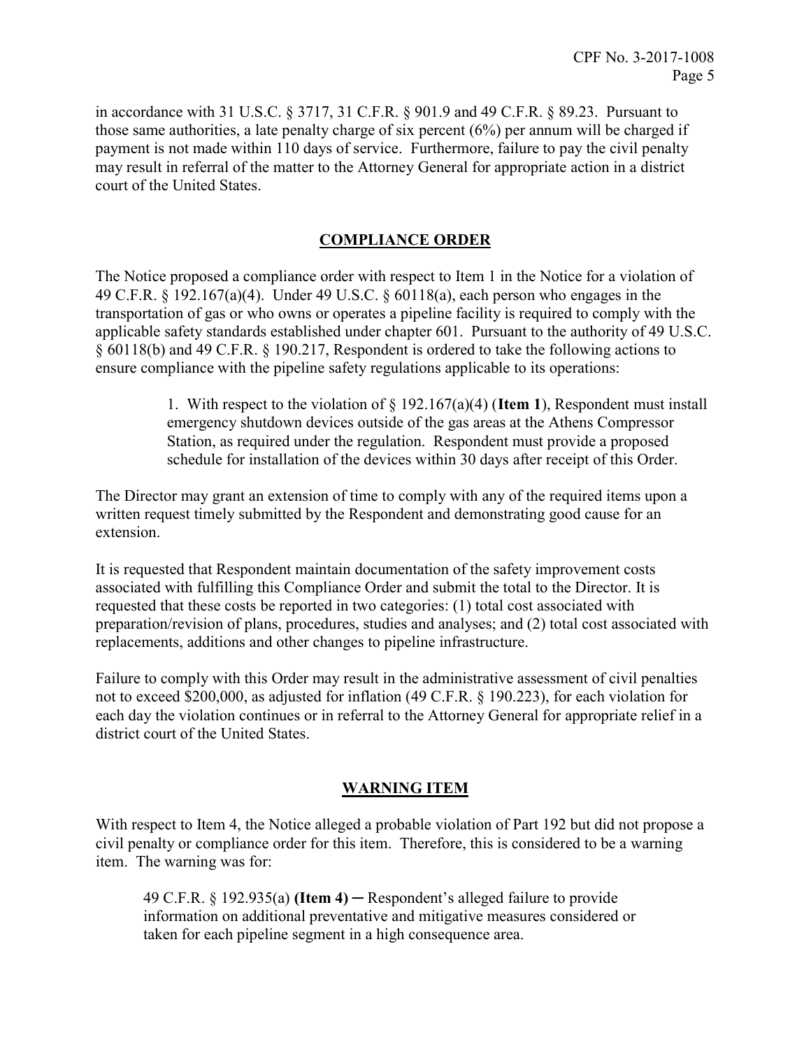in accordance with 31 U.S.C. § 3717, 31 C.F.R. § 901.9 and 49 C.F.R. § 89.23. Pursuant to those same authorities, a late penalty charge of six percent (6%) per annum will be charged if payment is not made within 110 days of service. Furthermore, failure to pay the civil penalty may result in referral of the matter to the Attorney General for appropriate action in a district court of the United States.

## COMPLIANCE ORDER

The Notice proposed a compliance order with respect to Item 1 in the Notice for a violation of 49 C.F.R. § 192.167(a)(4). Under 49 U.S.C. § 60118(a), each person who engages in the transportation of gas or who owns or operates a pipeline facility is required to comply with the applicable safety standards established under chapter 601. Pursuant to the authority of 49 U.S.C. § 60118(b) and 49 C.F.R. § 190.217, Respondent is ordered to take the following actions to ensure compliance with the pipeline safety regulations applicable to its operations:

> 1. With respect to the violation of § 192.167(a)(4) (**Item 1**), Respondent must install emergency shutdown devices outside of the gas areas at the Athens Compressor Station, as required under the regulation. Respondent must provide a proposed schedule for installation of the devices within 30 days after receipt of this Order.

The Director may grant an extension of time to comply with any of the required items upon a written request timely submitted by the Respondent and demonstrating good cause for an extension.

It is requested that Respondent maintain documentation of the safety improvement costs associated with fulfilling this Compliance Order and submit the total to the Director. It is requested that these costs be reported in two categories: (1) total cost associated with preparation/revision of plans, procedures, studies and analyses; and (2) total cost associated with replacements, additions and other changes to pipeline infrastructure.

Failure to comply with this Order may result in the administrative assessment of civil penalties not to exceed $200,000, as adjusted for inflation (49 C.F.R. § 190.223), for each violation for each day the violation continues or in referral to the Attorney General for appropriate relief in a district court of the United States.

## WARNING ITEM

With respect to Item 4, the Notice alleged a probable violation of Part 192 but did not propose a civil penalty or compliance order for this item. Therefore, this is considered to be a warning item. The warning was for:

> 49 C.F.R. § 192.935(a) **(Item 4)** ─ Respondent's alleged failure to provide information on additional preventative and mitigative measures considered or taken for each pipeline segment in a high consequence area.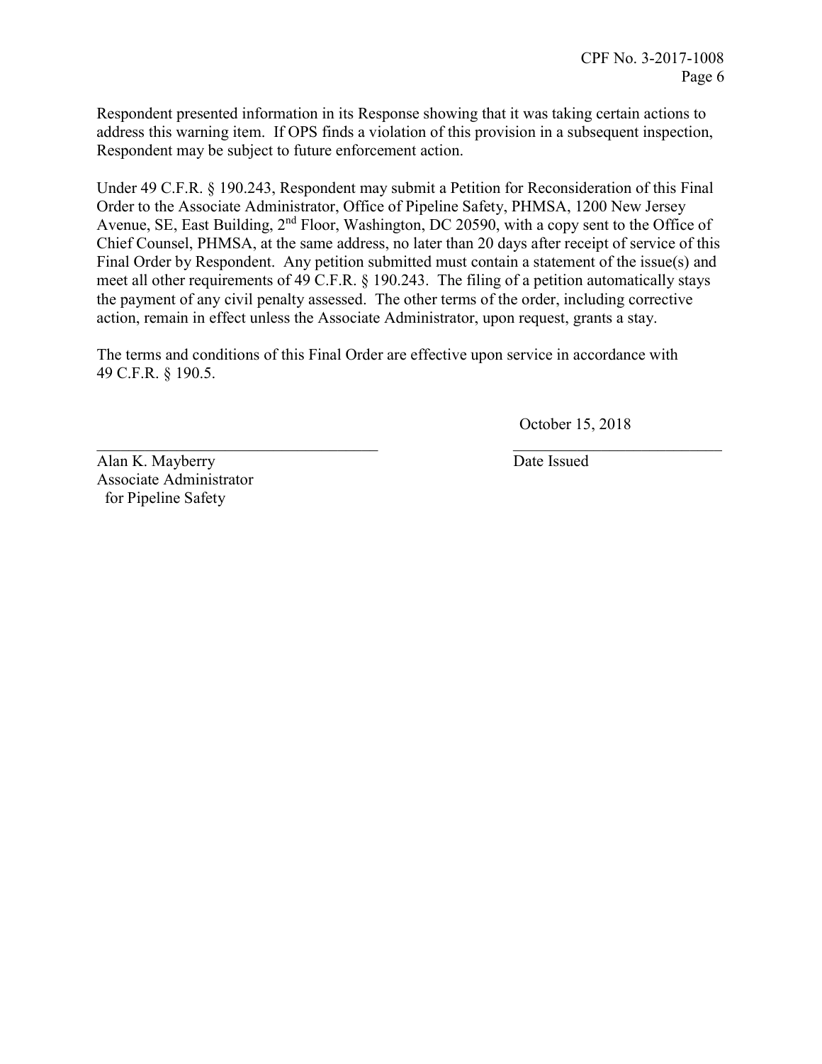Respondent presented information in its Response showing that it was taking certain actions to address this warning item. If OPS finds a violation of this provision in a subsequent inspection, Respondent may be subject to future enforcement action.

Under 49 C.F.R. § 190.243, Respondent may submit a Petition for Reconsideration of this Final Order to the Associate Administrator, Office of Pipeline Safety, PHMSA, 1200 New Jersey Avenue, SE, East Building, 2nd Floor, Washington, DC 20590, with a copy sent to the Office of Chief Counsel, PHMSA, at the same address, no later than 20 days after receipt of service of this Final Order by Respondent. Any petition submitted must contain a statement of the issue(s) and meet all other requirements of 49 C.F.R. § 190.243. The filing of a petition automatically stays the payment of any civil penalty assessed. The other terms of the order, including corrective action, remain in effect unless the Associate Administrator, upon request, grants a stay.

The terms and conditions of this Final Order are effective upon service in accordance with 49 C.F.R. § 190.5.

\_\_\_\_\_\_\_\_\_\_\_\_\_\_\_\_\_\_\_\_\_\_\_\_\_\_\_\_\_\_\_\_\_\_\_
Alan K. Mayberry
Associate Administrator
for Pipeline Safety

October 15, 2018
\_\_\_\_\_\_\_\_\_\_\_\_\_\_\_\_\_\_\_\_\_\_\_\_\_\_\_
Date Issued